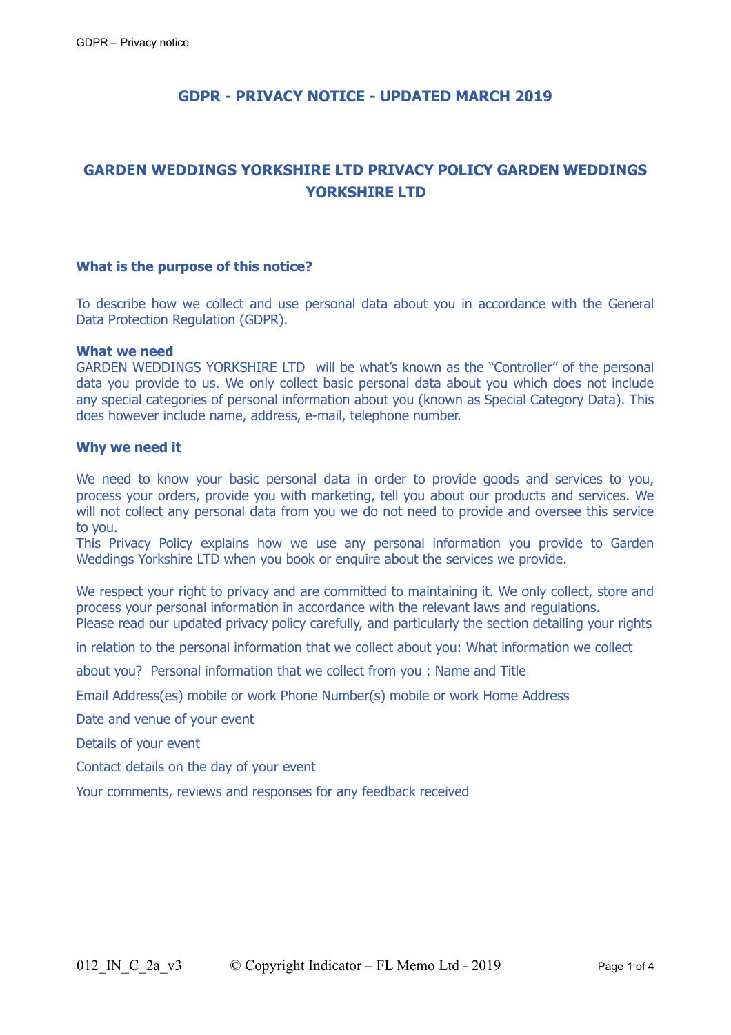# GDPR - PRIVACY NOTICE - UPDATED MARCH 2019

## GARDEN WEDDINGS YORKSHIRE LTD PRIVACY POLICY GARDEN WEDDINGS YORKSHIRE LTD

### What is the purpose of this notice?

To describe how we collect and use personal data about you in accordance with the General Data Protection Regulation (GDPR).

**What we need**
GARDEN WEDDINGS YORKSHIRE LTD will be what's known as the "Controller" of the personal data you provide to us. We only collect basic personal data about you which does not include any special categories of personal information about you (known as Special Category Data). This does however include name, address, e-mail, telephone number.

### Why we need it

We need to know your basic personal data in order to provide goods and services to you, process your orders, provide you with marketing, tell you about our products and services. We will not collect any personal data from you we do not need to provide and oversee this service to you.
This Privacy Policy explains how we use any personal information you provide to Garden Weddings Yorkshire LTD when you book or enquire about the services we provide.

We respect your right to privacy and are committed to maintaining it. We only collect, store and process your personal information in accordance with the relevant laws and regulations.
Please read our updated privacy policy carefully, and particularly the section detailing your rights in relation to the personal information that we collect about you: What information we collect about you? Personal information that we collect from you : Name and Title

Email Address(es) mobile or work Phone Number(s) mobile or work Home Address

Date and venue of your event

Details of your event

Contact details on the day of your event

Your comments, reviews and responses for any feedback received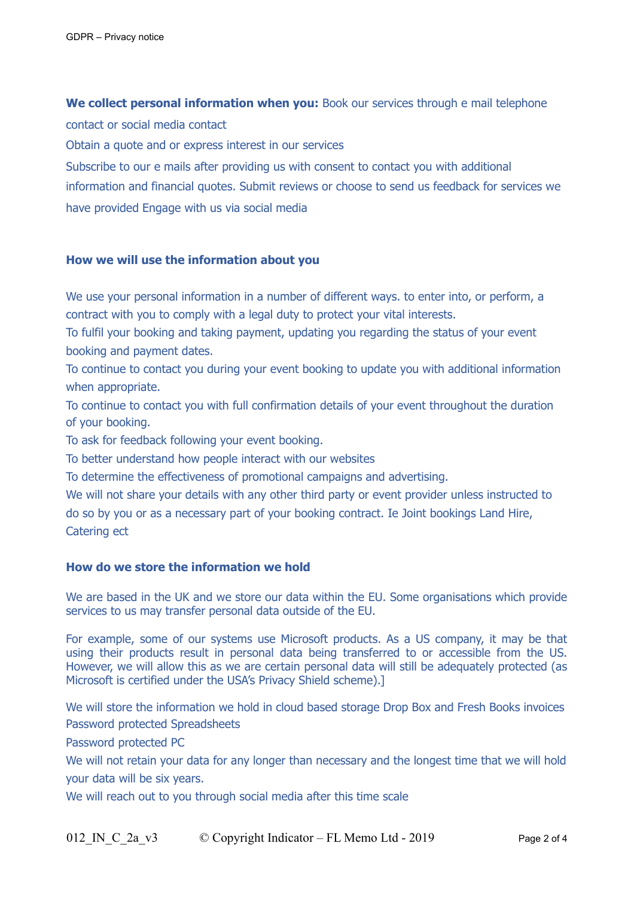**We collect personal information when you:** Book our services through e mail telephone contact or social media contact

Obtain a quote and or express interest in our services

Subscribe to our e mails after providing us with consent to contact you with additional information and financial quotes. Submit reviews or choose to send us feedback for services we have provided Engage with us via social media

## How we will use the information about you

We use your personal information in a number of different ways. to enter into, or perform, a contract with you to comply with a legal duty to protect your vital interests.

To fulfil your booking and taking payment, updating you regarding the status of your event booking and payment dates.

To continue to contact you during your event booking to update you with additional information when appropriate.

To continue to contact you with full confirmation details of your event throughout the duration of your booking.

To ask for feedback following your event booking.

To better understand how people interact with our websites

To determine the effectiveness of promotional campaigns and advertising.

We will not share your details with any other third party or event provider unless instructed to do so by you or as a necessary part of your booking contract. Ie Joint bookings Land Hire, Catering ect

## How do we store the information we hold

We are based in the UK and we store our data within the EU. Some organisations which provide services to us may transfer personal data outside of the EU.

For example, some of our systems use Microsoft products. As a US company, it may be that using their products result in personal data being transferred to or accessible from the US. However, we will allow this as we are certain personal data will still be adequately protected (as Microsoft is certified under the USA's Privacy Shield scheme).]

We will store the information we hold in cloud based storage Drop Box and Fresh Books invoices

Password protected Spreadsheets

Password protected PC

We will not retain your data for any longer than necessary and the longest time that we will hold your data will be six years.

We will reach out to you through social media after this time scale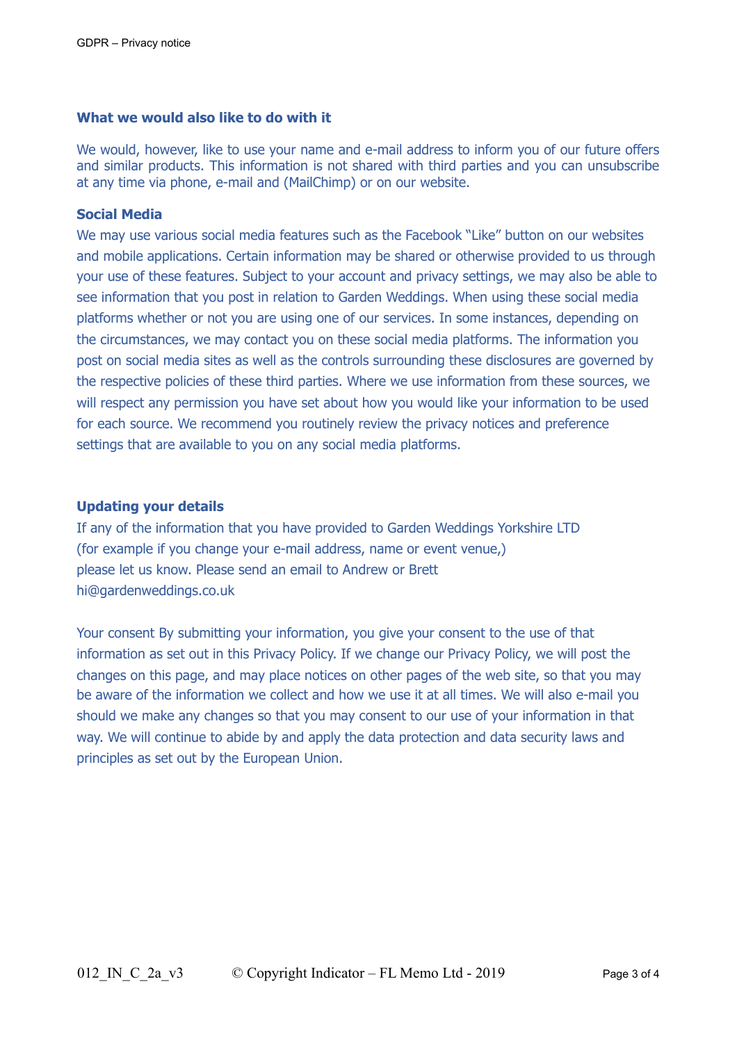### What we would also like to do with it

We would, however, like to use your name and e-mail address to inform you of our future offers and similar products. This information is not shared with third parties and you can unsubscribe at any time via phone, e-mail and (MailChimp) or on our website.

### Social Media

We may use various social media features such as the Facebook "Like" button on our websites and mobile applications. Certain information may be shared or otherwise provided to us through your use of these features. Subject to your account and privacy settings, we may also be able to see information that you post in relation to Garden Weddings. When using these social media platforms whether or not you are using one of our services. In some instances, depending on the circumstances, we may contact you on these social media platforms. The information you post on social media sites as well as the controls surrounding these disclosures are governed by the respective policies of these third parties. Where we use information from these sources, we will respect any permission you have set about how you would like your information to be used for each source. We recommend you routinely review the privacy notices and preference settings that are available to you on any social media platforms.

### Updating your details

If any of the information that you have provided to Garden Weddings Yorkshire LTD
(for example if you change your e-mail address, name or event venue,)
please let us know. Please send an email to Andrew or Brett
hi@gardenweddings.co.uk

Your consent By submitting your information, you give your consent to the use of that information as set out in this Privacy Policy. If we change our Privacy Policy, we will post the changes on this page, and may place notices on other pages of the web site, so that you may be aware of the information we collect and how we use it at all times. We will also e-mail you should we make any changes so that you may consent to our use of your information in that way. We will continue to abide by and apply the data protection and data security laws and principles as set out by the European Union.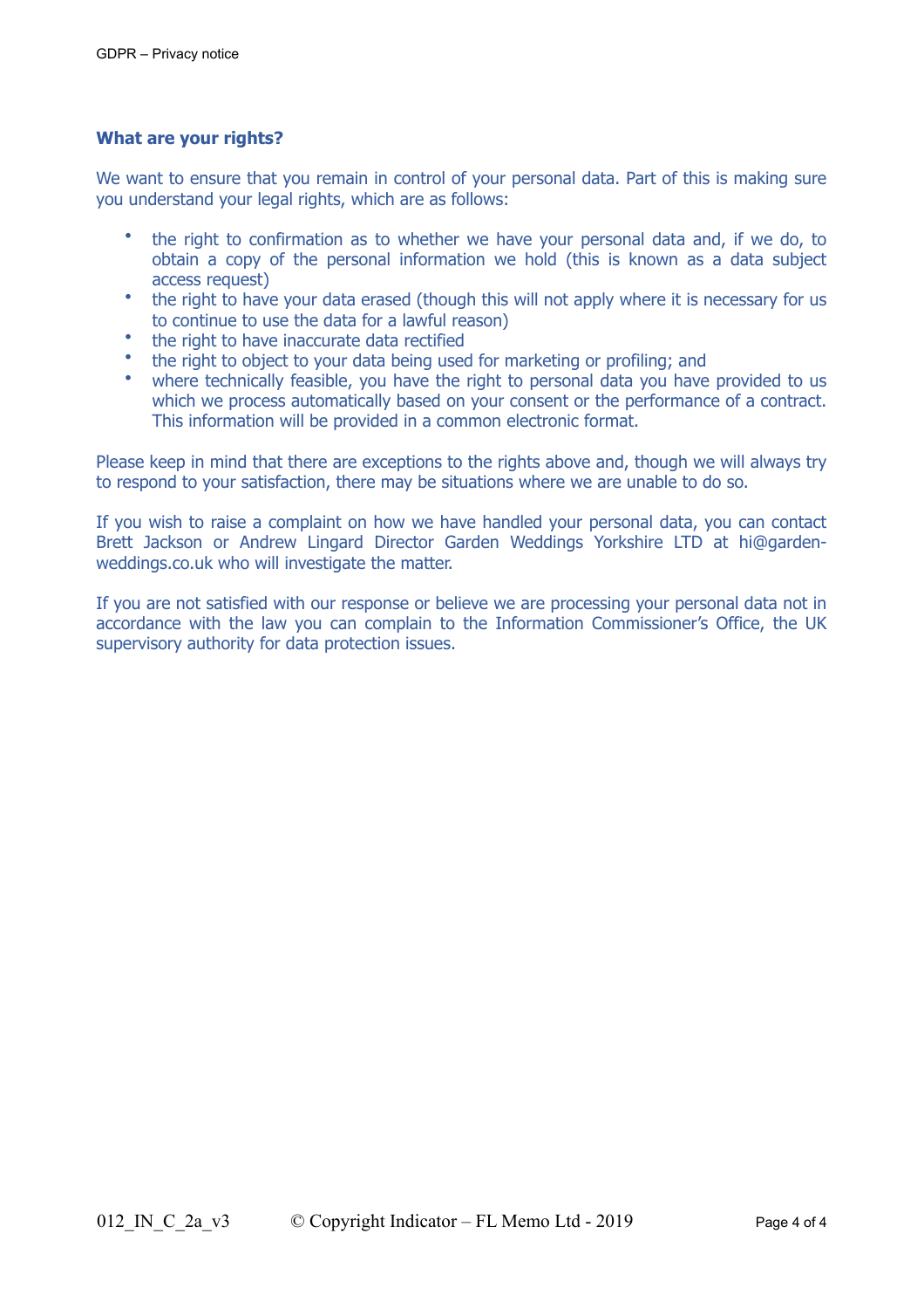### What are your rights?

We want to ensure that you remain in control of your personal data. Part of this is making sure you understand your legal rights, which are as follows:

- the right to confirmation as to whether we have your personal data and, if we do, to obtain a copy of the personal information we hold (this is known as a data subject access request)
- the right to have your data erased (though this will not apply where it is necessary for us to continue to use the data for a lawful reason)
- the right to have inaccurate data rectified
- the right to object to your data being used for marketing or profiling; and
- where technically feasible, you have the right to personal data you have provided to us which we process automatically based on your consent or the performance of a contract. This information will be provided in a common electronic format.

Please keep in mind that there are exceptions to the rights above and, though we will always try to respond to your satisfaction, there may be situations where we are unable to do so.

If you wish to raise a complaint on how we have handled your personal data, you can contact Brett Jackson or Andrew Lingard Director Garden Weddings Yorkshire LTD at hi@garden-weddings.co.uk who will investigate the matter.

If you are not satisfied with our response or believe we are processing your personal data not in accordance with the law you can complain to the Information Commissioner's Office, the UK supervisory authority for data protection issues.